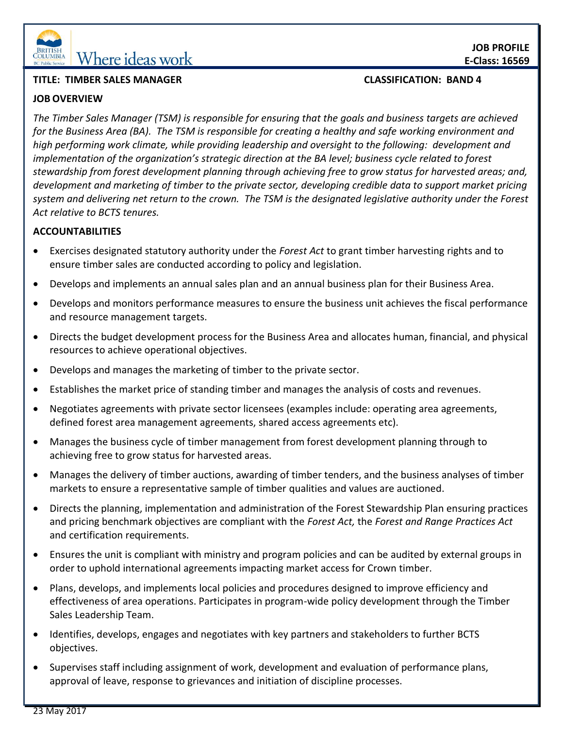JOB PROFILE
E-Class: 16569

**TITLE: TIMBER SALES MANAGER** **CLASSIFICATION: BAND 4**

## JOB OVERVIEW

*The Timber Sales Manager (TSM) is responsible for ensuring that the goals and business targets are achieved for the Business Area (BA). The TSM is responsible for creating a healthy and safe working environment and high performing work climate, while providing leadership and oversight to the following: development and implementation of the organization's strategic direction at the BA level; business cycle related to forest stewardship from forest development planning through achieving free to grow status for harvested areas; and, development and marketing of timber to the private sector, developing credible data to support market pricing system and delivering net return to the crown. The TSM is the designated legislative authority under the Forest Act relative to BCTS tenures.*

## ACCOUNTABILITIES

- Exercises designated statutory authority under the *Forest Act* to grant timber harvesting rights and to ensure timber sales are conducted according to policy and legislation.
- Develops and implements an annual sales plan and an annual business plan for their Business Area.
- Develops and monitors performance measures to ensure the business unit achieves the fiscal performance and resource management targets.
- Directs the budget development process for the Business Area and allocates human, financial, and physical resources to achieve operational objectives.
- Develops and manages the marketing of timber to the private sector.
- Establishes the market price of standing timber and manages the analysis of costs and revenues.
- Negotiates agreements with private sector licensees (examples include: operating area agreements, defined forest area management agreements, shared access agreements etc).
- Manages the business cycle of timber management from forest development planning through to achieving free to grow status for harvested areas.
- Manages the delivery of timber auctions, awarding of timber tenders, and the business analyses of timber markets to ensure a representative sample of timber qualities and values are auctioned.
- Directs the planning, implementation and administration of the Forest Stewardship Plan ensuring practices and pricing benchmark objectives are compliant with the *Forest Act,* the *Forest and Range Practices Act* and certification requirements.
- Ensures the unit is compliant with ministry and program policies and can be audited by external groups in order to uphold international agreements impacting market access for Crown timber.
- Plans, develops, and implements local policies and procedures designed to improve efficiency and effectiveness of area operations. Participates in program-wide policy development through the Timber Sales Leadership Team.
- Identifies, develops, engages and negotiates with key partners and stakeholders to further BCTS objectives.
- Supervises staff including assignment of work, development and evaluation of performance plans, approval of leave, response to grievances and initiation of discipline processes.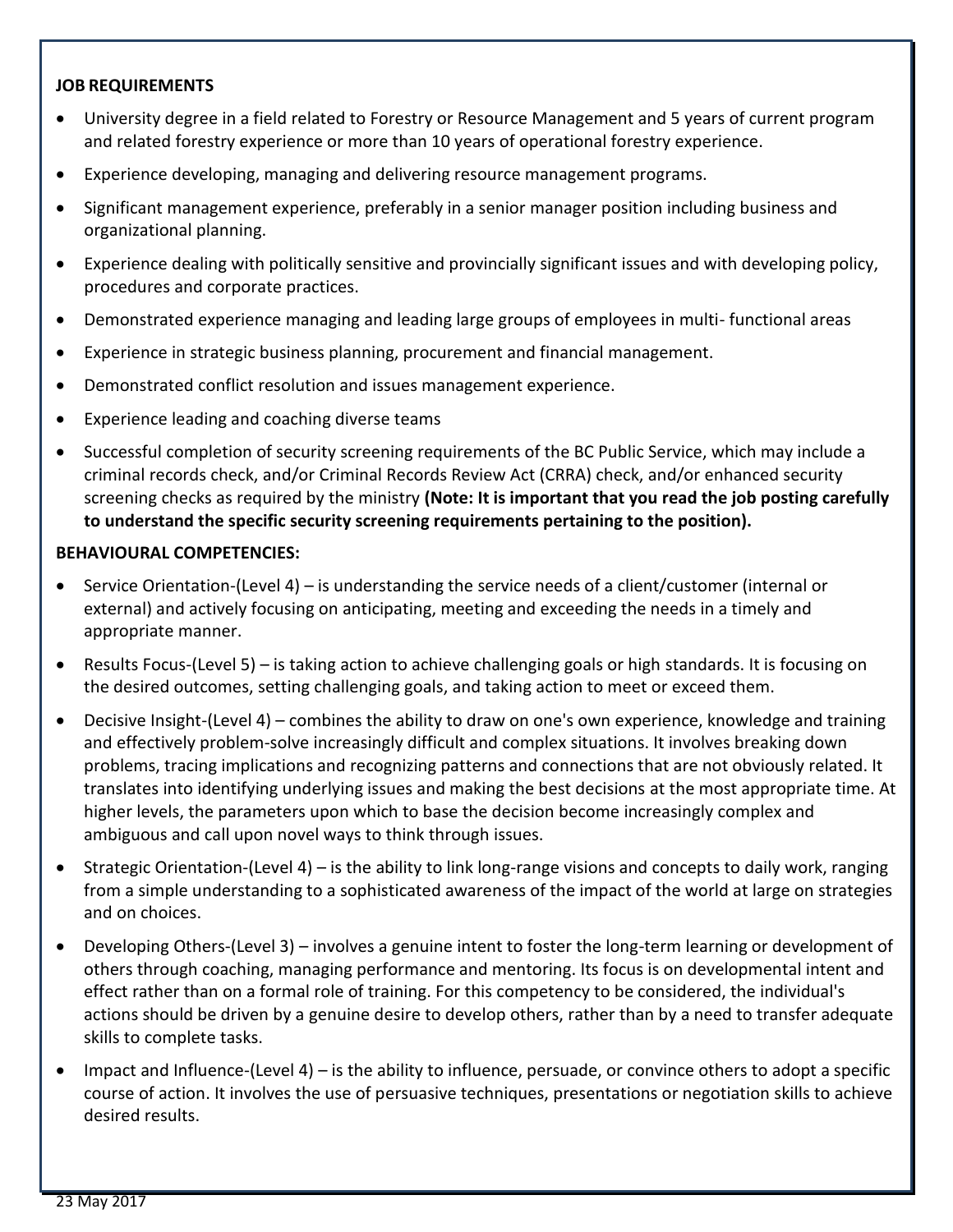**JOB REQUIREMENTS**

- University degree in a field related to Forestry or Resource Management and 5 years of current program and related forestry experience or more than 10 years of operational forestry experience.
- Experience developing, managing and delivering resource management programs.
- Significant management experience, preferably in a senior manager position including business and organizational planning.
- Experience dealing with politically sensitive and provincially significant issues and with developing policy, procedures and corporate practices.
- Demonstrated experience managing and leading large groups of employees in multi- functional areas
- Experience in strategic business planning, procurement and financial management.
- Demonstrated conflict resolution and issues management experience.
- Experience leading and coaching diverse teams
- Successful completion of security screening requirements of the BC Public Service, which may include a criminal records check, and/or Criminal Records Review Act (CRRA) check, and/or enhanced security screening checks as required by the ministry **(Note: It is important that you read the job posting carefully to understand the specific security screening requirements pertaining to the position).**

**BEHAVIOURAL COMPETENCIES:**

- Service Orientation-(Level 4) – is understanding the service needs of a client/customer (internal or external) and actively focusing on anticipating, meeting and exceeding the needs in a timely and appropriate manner.
- Results Focus-(Level 5) – is taking action to achieve challenging goals or high standards. It is focusing on the desired outcomes, setting challenging goals, and taking action to meet or exceed them.
- Decisive Insight-(Level 4) – combines the ability to draw on one's own experience, knowledge and training and effectively problem-solve increasingly difficult and complex situations. It involves breaking down problems, tracing implications and recognizing patterns and connections that are not obviously related. It translates into identifying underlying issues and making the best decisions at the most appropriate time. At higher levels, the parameters upon which to base the decision become increasingly complex and ambiguous and call upon novel ways to think through issues.
- Strategic Orientation-(Level 4) – is the ability to link long-range visions and concepts to daily work, ranging from a simple understanding to a sophisticated awareness of the impact of the world at large on strategies and on choices.
- Developing Others-(Level 3) – involves a genuine intent to foster the long-term learning or development of others through coaching, managing performance and mentoring. Its focus is on developmental intent and effect rather than on a formal role of training. For this competency to be considered, the individual's actions should be driven by a genuine desire to develop others, rather than by a need to transfer adequate skills to complete tasks.
- Impact and Influence-(Level 4) – is the ability to influence, persuade, or convince others to adopt a specific course of action. It involves the use of persuasive techniques, presentations or negotiation skills to achieve desired results.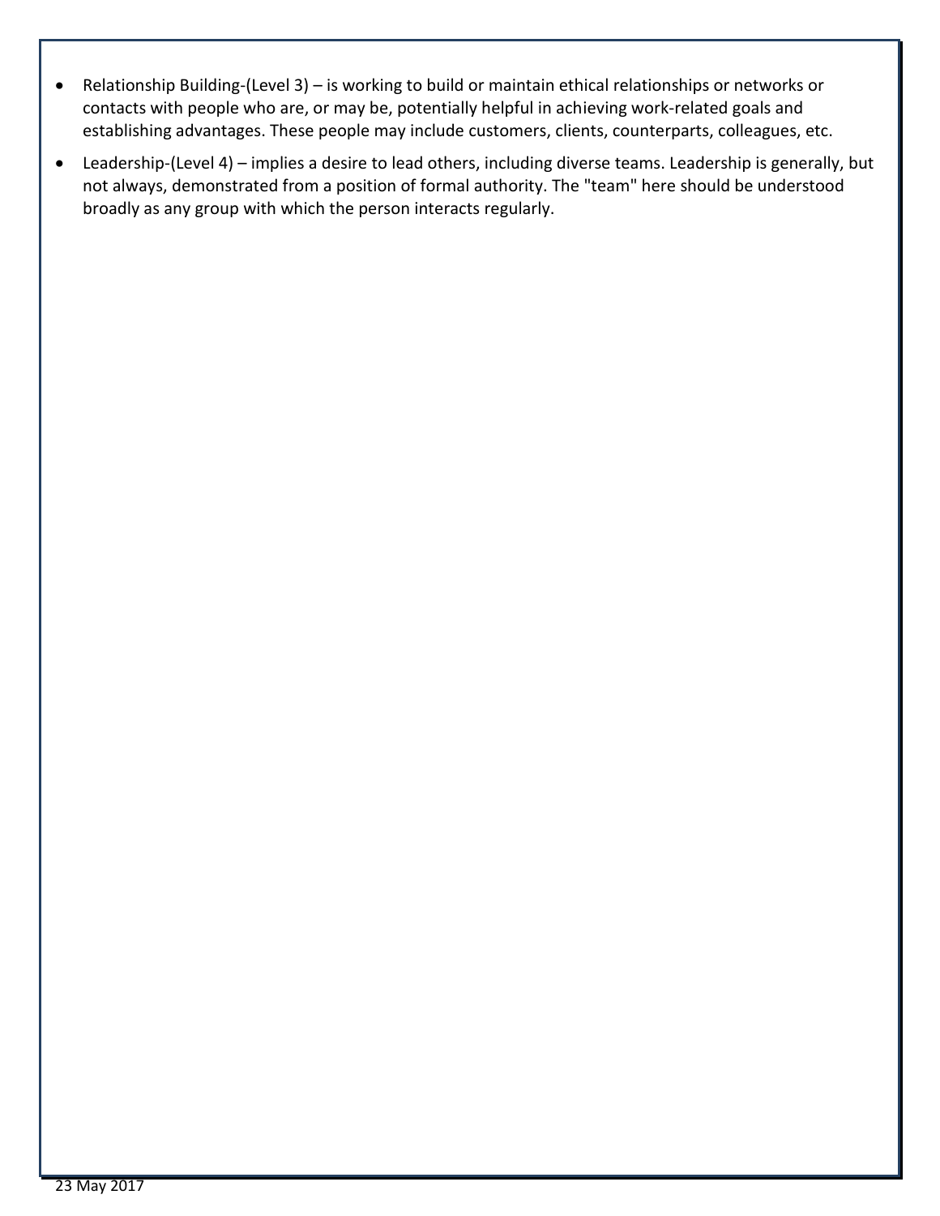- Relationship Building-(Level 3) – is working to build or maintain ethical relationships or networks or contacts with people who are, or may be, potentially helpful in achieving work-related goals and establishing advantages. These people may include customers, clients, counterparts, colleagues, etc.
- Leadership-(Level 4) – implies a desire to lead others, including diverse teams. Leadership is generally, but not always, demonstrated from a position of formal authority. The "team" here should be understood broadly as any group with which the person interacts regularly.